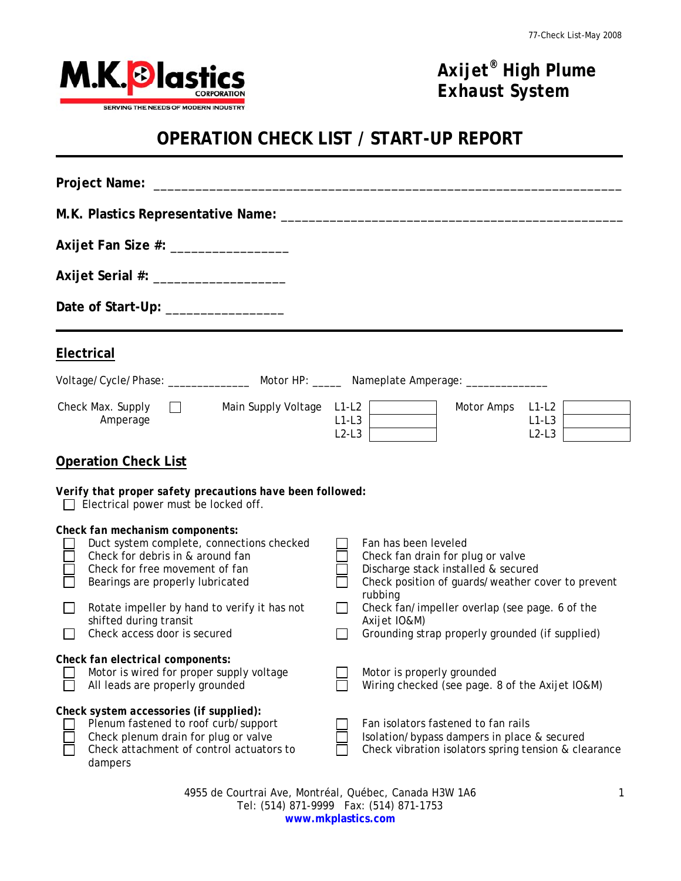# Axijet® High Plume Exhaust System

## OPERATION CHECK LIST / START-UP REPORT

**Project Name:** ____________________________________________________________________

**M.K. Plastics Representative Name:** _______________________________________________

**Axijet Fan Size #:** ________________

**Axijet Serial #:** __________________

**Date of Start-Up:** ________________

## Electrical

Voltage/Cycle/Phase: ______________ Motor HP: _____ Nameplate Amperage: _____________

☐ Check Max. Supply Amperage

| Main Supply Voltage | | Motor Amps | |
|---|---|---|---|
| L1-L2 | | L1-L2 | |
| L1-L3 | | L1-L3 | |
| L2-L3 | | L2-L3 | |

## Operation Check List

***Verify that proper safety precautions have been followed:***

- ☐ Electrical power must be locked off.

***Check fan mechanism components:***

- ☐ Duct system complete, connections checked
- ☐ Check for debris in & around fan
- ☐ Check for free movement of fan
- ☐ Bearings are properly lubricated
- ☐ Rotate impeller by hand to verify it has not shifted during transit
- ☐ Check access door is secured
- ☐ Fan has been leveled
- ☐ Check fan drain for plug or valve
- ☐ Discharge stack installed & secured
- ☐ Check position of guards/weather cover to prevent rubbing
- ☐ Check fan/impeller overlap (see page. 6 of the Axijet IO&M)
- ☐ Grounding strap properly grounded (if supplied)

***Check fan electrical components:***

- ☐ Motor is wired for proper supply voltage
- ☐ All leads are properly grounded
- ☐ Motor is properly grounded
- ☐ Wiring checked (see page. 8 of the Axijet IO&M)

***Check system accessories (if supplied):***

- ☐ Plenum fastened to roof curb/support
- ☐ Check plenum drain for plug or valve
- ☐ Check attachment of control actuators to dampers
- ☐ Fan isolators fastened to fan rails
- ☐ Isolation/bypass dampers in place & secured
- ☐ Check vibration isolators spring tension & clearance

4955 de Courtrai Ave, Montréal, Québec, Canada H3W 1A6
Tel: (514) 871-9999 Fax: (514) 871-1753
**www.mkplastics.com**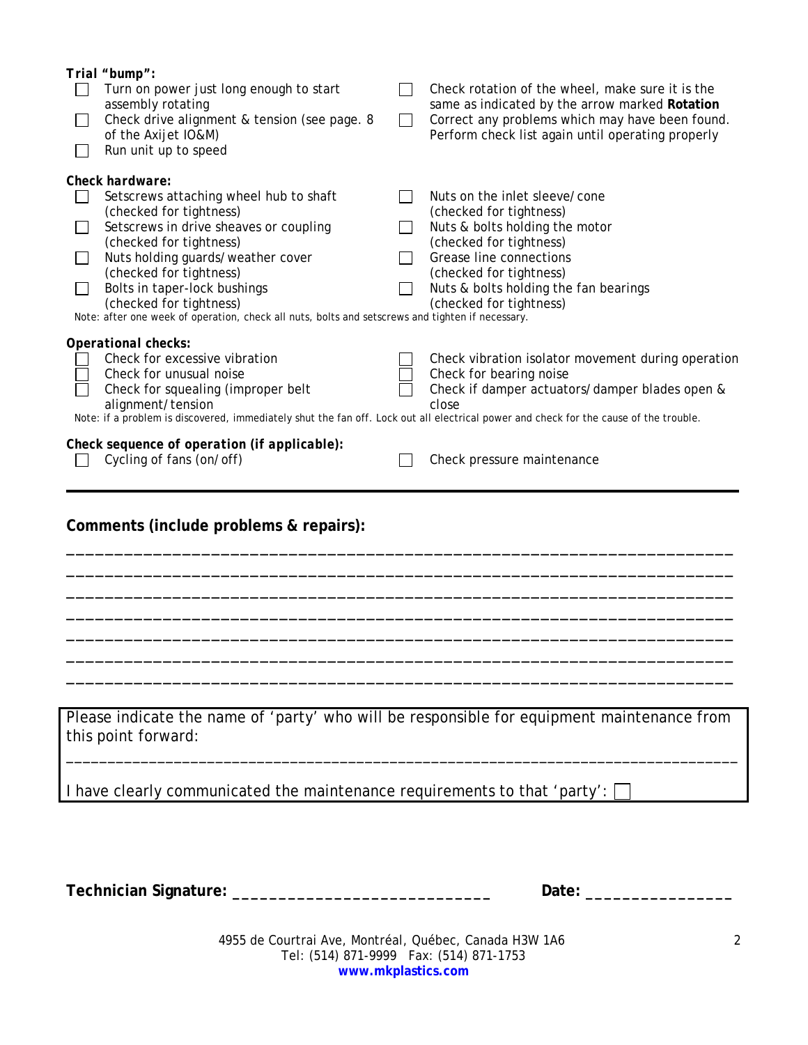***Trial "bump":***

- ☐ Turn on power just long enough to start assembly rotating
- ☐ Check drive alignment & tension (see page. 8 of the Axijet IO&M)
- ☐ Run unit up to speed
- ☐ Check rotation of the wheel, make sure it is the same as indicated by the arrow marked **Rotation**
- ☐ Correct any problems which may have been found. Perform check list again until operating properly

***Check hardware:***

- ☐ Setscrews attaching wheel hub to shaft (checked for tightness)
- ☐ Setscrews in drive sheaves or coupling (checked for tightness)
- ☐ Nuts holding guards/weather cover (checked for tightness)
- ☐ Bolts in taper-lock bushings (checked for tightness)
- ☐ Nuts on the inlet sleeve/cone (checked for tightness)
- ☐ Nuts & bolts holding the motor (checked for tightness)
- ☐ Grease line connections (checked for tightness)
- ☐ Nuts & bolts holding the fan bearings (checked for tightness)

Note: after one week of operation, check all nuts, bolts and setscrews and tighten if necessary.

***Operational checks:***

- ☐ Check for excessive vibration
- ☐ Check for unusual noise
- ☐ Check for squealing (improper belt alignment/tension
- ☐ Check vibration isolator movement during operation
- ☐ Check for bearing noise
- ☐ Check if damper actuators/damper blades open & close

Note: if a problem is discovered, immediately shut the fan off. Lock out all electrical power and check for the cause of the trouble.

***Check sequence of operation (if applicable):***

- ☐ Cycling of fans (on/off)
- ☐ Check pressure maintenance

---

**Comments (include problems & repairs):**

___________________________________________________________________________

___________________________________________________________________________

___________________________________________________________________________

___________________________________________________________________________

___________________________________________________________________________

___________________________________________________________________________

___________________________________________________________________________

Please indicate the name of 'party' who will be responsible for equipment maintenance from this point forward:

___________________________________________________________________________

I have clearly communicated the maintenance requirements to that 'party': ☐

**Technician Signature:** ____________________________ **Date:** ________________

4955 de Courtrai Ave, Montréal, Québec, Canada H3W 1A6
Tel: (514) 871-9999 Fax: (514) 871-1753
**www.mkplastics.com**